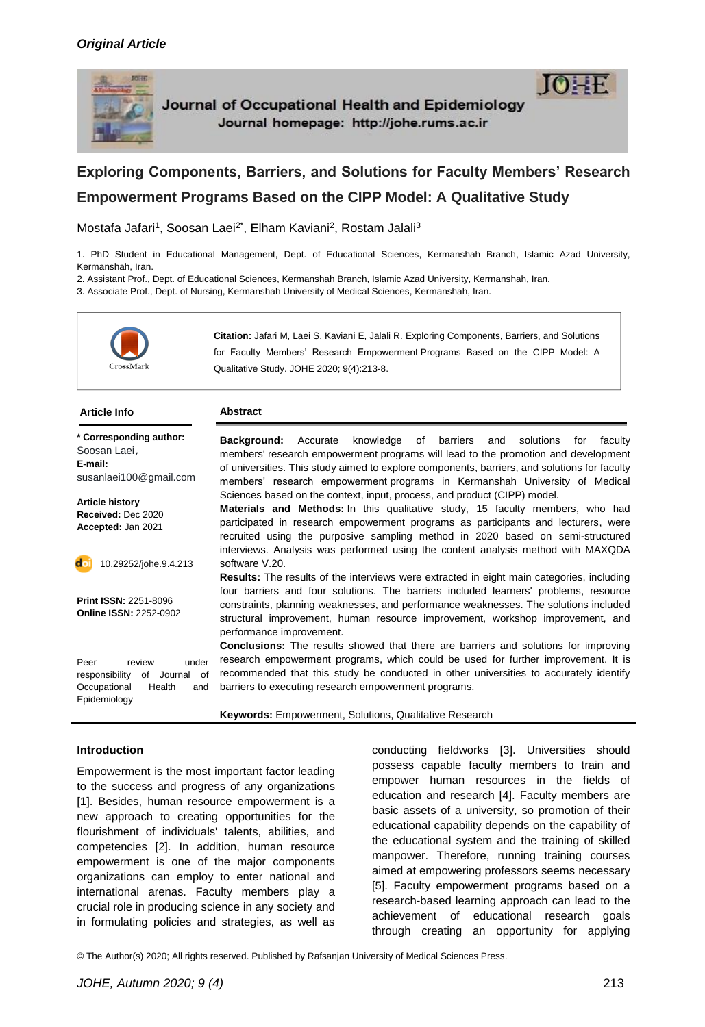*Original Article*

Journal of Occupational Health and Epidemiology
Journal homepage: http://johe.rums.ac.ir

# Exploring Components, Barriers, and Solutions for Faculty Members' Research Empowerment Programs Based on the CIPP Model: A Qualitative Study

Mostafa Jafari[1], Soosan Laei[2*], Elham Kaviani[2], Rostam Jalali[3]

1. PhD Student in Educational Management, Dept. of Educational Sciences, Kermanshah Branch, Islamic Azad University, Kermanshah, Iran.
2. Assistant Prof., Dept. of Educational Sciences, Kermanshah Branch, Islamic Azad University, Kermanshah, Iran.
3. Associate Prof., Dept. of Nursing, Kermanshah University of Medical Sciences, Kermanshah, Iran.

**Citation:** Jafari M, Laei S, Kaviani E, Jalali R. Exploring Components, Barriers, and Solutions for Faculty Members' Research Empowerment Programs Based on the CIPP Model: A Qualitative Study. JOHE 2020; 9(4):213-8.

**Article Info**

**\* Corresponding author:**
Soosan Laei,
**E-mail:**
susanlaei100@gmail.com

**Article history**
**Received:** Dec 2020
**Accepted:** Jan 2021

10.29252/johe.9.4.213

**Print ISSN:** 2251-8096
**Online ISSN:** 2252-0902

Peer review under responsibility of Journal of Occupational Health and Epidemiology

**Abstract**

**Background:** Accurate knowledge of barriers and solutions for faculty members' research empowerment programs will lead to the promotion and development of universities. This study aimed to explore components, barriers, and solutions for faculty members' research empowerment programs in Kermanshah University of Medical Sciences based on the context, input, process, and product (CIPP) model.

**Materials and Methods:** In this qualitative study, 15 faculty members, who had participated in research empowerment programs as participants and lecturers, were recruited using the purposive sampling method in 2020 based on semi-structured interviews. Analysis was performed using the content analysis method with MAXQDA software V.20.

**Results:** The results of the interviews were extracted in eight main categories, including four barriers and four solutions. The barriers included learners' problems, resource constraints, planning weaknesses, and performance weaknesses. The solutions included structural improvement, human resource improvement, workshop improvement, and performance improvement.

**Conclusions:** The results showed that there are barriers and solutions for improving research empowerment programs, which could be used for further improvement. It is recommended that this study be conducted in other universities to accurately identify barriers to executing research empowerment programs.

**Keywords:** Empowerment, Solutions, Qualitative Research

## Introduction

Empowerment is the most important factor leading to the success and progress of any organizations [1]. Besides, human resource empowerment is a new approach to creating opportunities for the flourishment of individuals' talents, abilities, and competencies [2]. In addition, human resource empowerment is one of the major components organizations can employ to enter national and international arenas. Faculty members play a crucial role in producing science in any society and in formulating policies and strategies, as well as conducting fieldworks [3]. Universities should possess capable faculty members to train and empower human resources in the fields of education and research [4]. Faculty members are basic assets of a university, so promotion of their educational capability depends on the capability of the educational system and the training of skilled manpower. Therefore, running training courses aimed at empowering professors seems necessary [5]. Faculty empowerment programs based on a research-based learning approach can lead to the achievement of educational research goals through creating an opportunity for applying

© The Author(s) 2020; All rights reserved. Published by Rafsanjan University of Medical Sciences Press.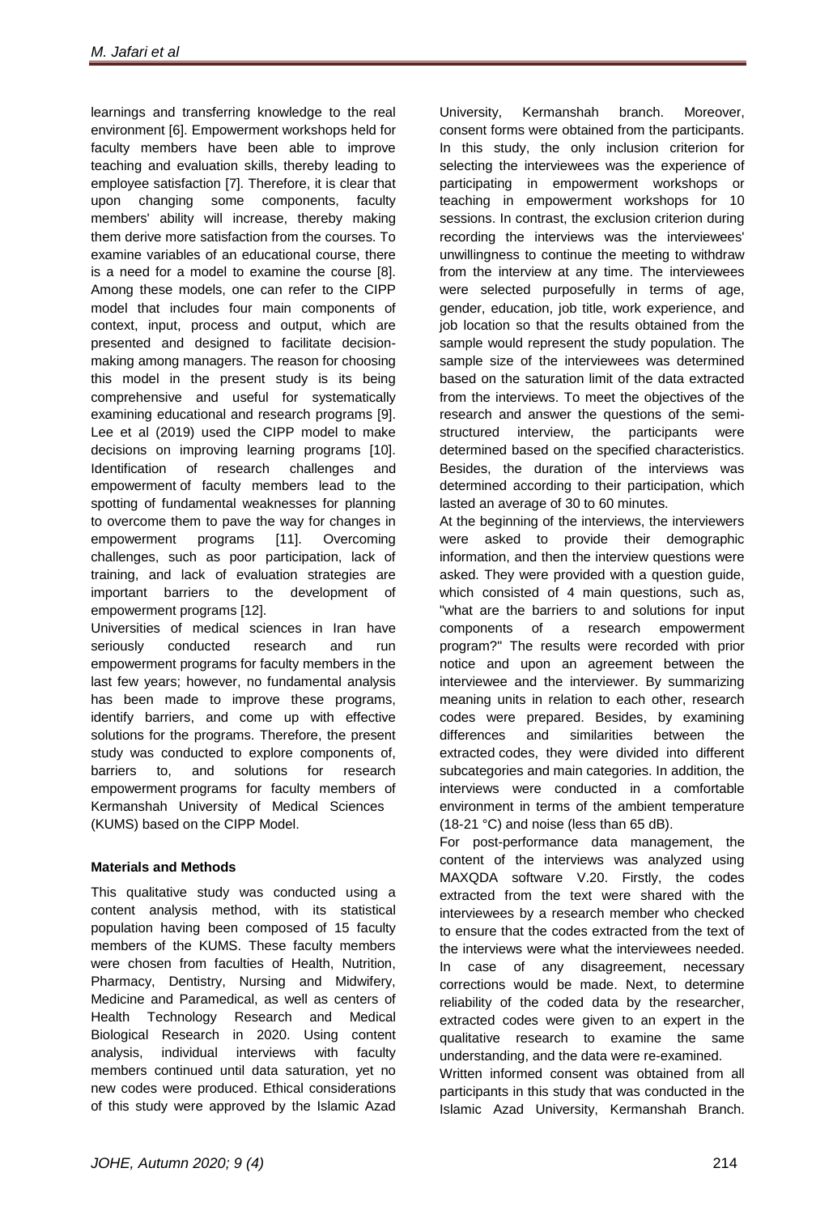learnings and transferring knowledge to the real environment [6]. Empowerment workshops held for faculty members have been able to improve teaching and evaluation skills, thereby leading to employee satisfaction [7]. Therefore, it is clear that upon changing some components, faculty members' ability will increase, thereby making them derive more satisfaction from the courses. To examine variables of an educational course, there is a need for a model to examine the course [8]. Among these models, one can refer to the CIPP model that includes four main components of context, input, process and output, which are presented and designed to facilitate decision-making among managers. The reason for choosing this model in the present study is its being comprehensive and useful for systematically examining educational and research programs [9]. Lee et al (2019) used the CIPP model to make decisions on improving learning programs [10]. Identification of research challenges and empowerment of faculty members lead to the spotting of fundamental weaknesses for planning to overcome them to pave the way for changes in empowerment programs [11]. Overcoming challenges, such as poor participation, lack of training, and lack of evaluation strategies are important barriers to the development of empowerment programs [12].

Universities of medical sciences in Iran have seriously conducted research and run empowerment programs for faculty members in the last few years; however, no fundamental analysis has been made to improve these programs, identify barriers, and come up with effective solutions for the programs. Therefore, the present study was conducted to explore components of, barriers to, and solutions for research empowerment programs for faculty members of Kermanshah University of Medical Sciences (KUMS) based on the CIPP Model.

**Materials and Methods**

This qualitative study was conducted using a content analysis method, with its statistical population having been composed of 15 faculty members of the KUMS. These faculty members were chosen from faculties of Health, Nutrition, Pharmacy, Dentistry, Nursing and Midwifery, Medicine and Paramedical, as well as centers of Health Technology Research and Medical Biological Research in 2020. Using content analysis, individual interviews with faculty members continued until data saturation, yet no new codes were produced. Ethical considerations of this study were approved by the Islamic Azad University, Kermanshah branch. Moreover, consent forms were obtained from the participants. In this study, the only inclusion criterion for selecting the interviewees was the experience of participating in empowerment workshops or teaching in empowerment workshops for 10 sessions. In contrast, the exclusion criterion during recording the interviews was the interviewees' unwillingness to continue the meeting to withdraw from the interview at any time. The interviewees were selected purposefully in terms of age, gender, education, job title, work experience, and job location so that the results obtained from the sample would represent the study population. The sample size of the interviewees was determined based on the saturation limit of the data extracted from the interviews. To meet the objectives of the research and answer the questions of the semi-structured interview, the participants were determined based on the specified characteristics. Besides, the duration of the interviews was determined according to their participation, which lasted an average of 30 to 60 minutes.

At the beginning of the interviews, the interviewers were asked to provide their demographic information, and then the interview questions were asked. They were provided with a question guide, which consisted of 4 main questions, such as, "what are the barriers to and solutions for input components of a research empowerment program?" The results were recorded with prior notice and upon an agreement between the interviewee and the interviewer. By summarizing meaning units in relation to each other, research codes were prepared. Besides, by examining differences and similarities between the extracted codes, they were divided into different subcategories and main categories. In addition, the interviews were conducted in a comfortable environment in terms of the ambient temperature (18-21 °C) and noise (less than 65 dB).

For post-performance data management, the content of the interviews was analyzed using MAXQDA software V.20. Firstly, the codes extracted from the text were shared with the interviewees by a research member who checked to ensure that the codes extracted from the text of the interviews were what the interviewees needed. In case of any disagreement, necessary corrections would be made. Next, to determine reliability of the coded data by the researcher, extracted codes were given to an expert in the qualitative research to examine the same understanding, and the data were re-examined.

Written informed consent was obtained from all participants in this study that was conducted in the Islamic Azad University, Kermanshah Branch.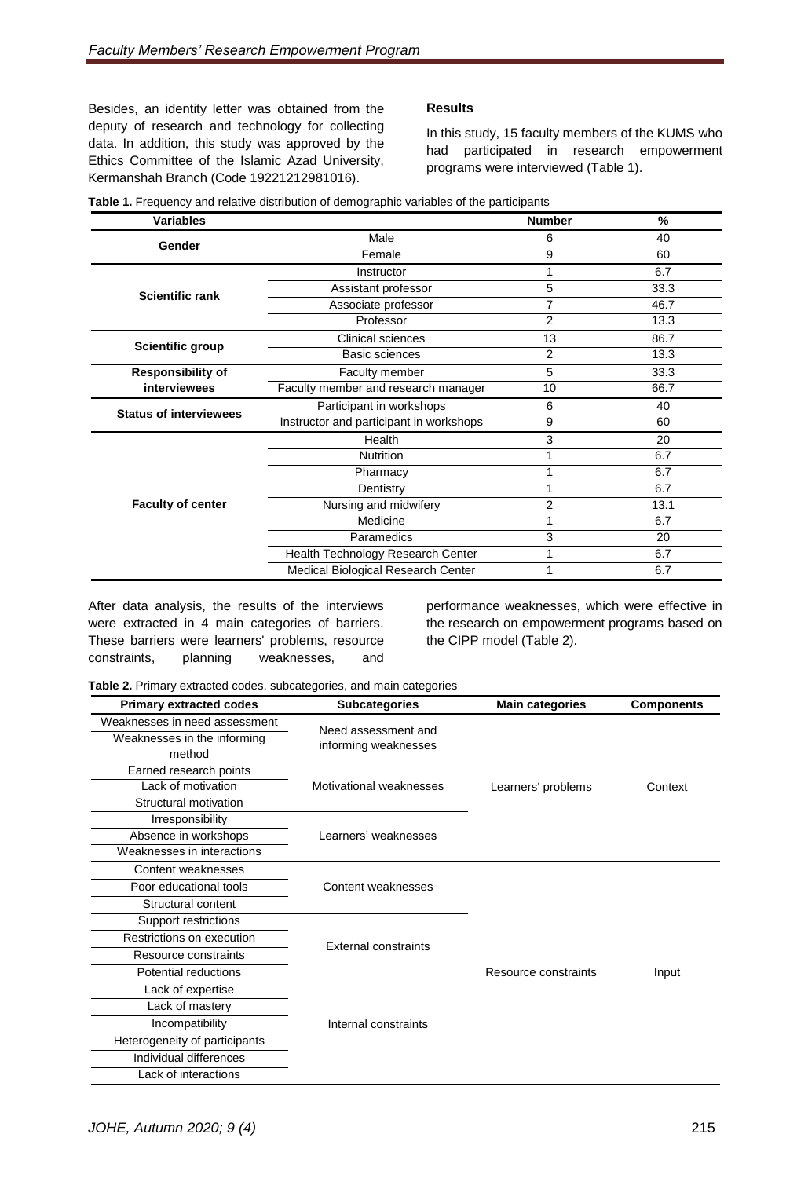Besides, an identity letter was obtained from the deputy of research and technology for collecting data. In addition, this study was approved by the Ethics Committee of the Islamic Azad University, Kermanshah Branch (Code 19221212981016).

## Results

In this study, 15 faculty members of the KUMS who had participated in research empowerment programs were interviewed (Table 1).

**Table 1.** Frequency and relative distribution of demographic variables of the participants

| Variables | | Number | % |
|---|---|---|---|
| **Gender** | Male | 6 | 40 |
| | Female | 9 | 60 |
| **Scientific rank** | Instructor | 1 | 6.7 |
| | Assistant professor | 5 | 33.3 |
| | Associate professor | 7 | 46.7 |
| | Professor | 2 | 13.3 |
| **Scientific group** | Clinical sciences | 13 | 86.7 |
| | Basic sciences | 2 | 13.3 |
| **Responsibility of interviewees** | Faculty member | 5 | 33.3 |
| | Faculty member and research manager | 10 | 66.7 |
| **Status of interviewees** | Participant in workshops | 6 | 40 |
| | Instructor and participant in workshops | 9 | 60 |
| **Faculty of center** | Health | 3 | 20 |
| | Nutrition | 1 | 6.7 |
| | Pharmacy | 1 | 6.7 |
| | Dentistry | 1 | 6.7 |
| | Nursing and midwifery | 2 | 13.1 |
| | Medicine | 1 | 6.7 |
| | Paramedics | 3 | 20 |
| | Health Technology Research Center | 1 | 6.7 |
| | Medical Biological Research Center | 1 | 6.7 |

After data analysis, the results of the interviews were extracted in 4 main categories of barriers. These barriers were learners' problems, resource constraints, planning weaknesses, and performance weaknesses, which were effective in the research on empowerment programs based on the CIPP model (Table 2).

**Table 2.** Primary extracted codes, subcategories, and main categories

| Primary extracted codes | Subcategories | Main categories | Components |
|---|---|---|---|
| Weaknesses in need assessment | Need assessment and informing weaknesses | Learners' problems | Context |
| Weaknesses in the informing method | | | |
| Earned research points | Motivational weaknesses | | |
| Lack of motivation | | | |
| Structural motivation | | | |
| Irresponsibility | Learners' weaknesses | | |
| Absence in workshops | | | |
| Weaknesses in interactions | | | |
| Content weaknesses | Content weaknesses | Resource constraints | Input |
| Poor educational tools | | | |
| Structural content | | | |
| Support restrictions | External constraints | | |
| Restrictions on execution | | | |
| Resource constraints | | | |
| Potential reductions | | | |
| Lack of expertise | Internal constraints | | |
| Lack of mastery | | | |
| Incompatibility | | | |
| Heterogeneity of participants | | | |
| Individual differences | | | |
| Lack of interactions | | | |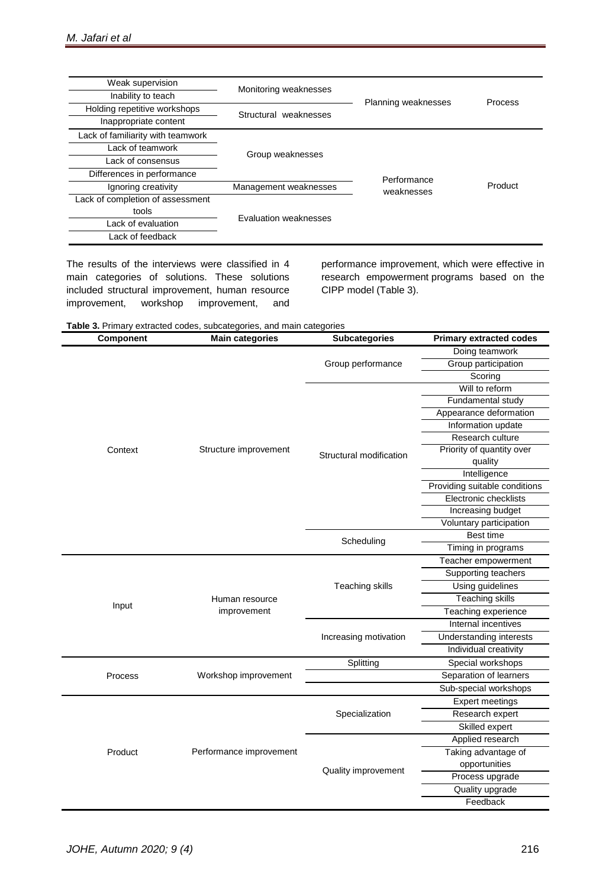| | | | |
|---|---|---|---|
| Weak supervision | Monitoring weaknesses | Planning weaknesses | Process |
| Inability to teach | | | |
| Holding repetitive workshops | Structural weaknesses | | |
| Inappropriate content | | | |
| Lack of familiarity with teamwork | Group weaknesses | Performance weaknesses | Product |
| Lack of teamwork | | | |
| Lack of consensus | | | |
| Differences in performance | | | |
| Ignoring creativity | Management weaknesses | | |
| Lack of completion of assessment tools | Evaluation weaknesses | | |
| Lack of evaluation | | | |
| Lack of feedback | | | |

The results of the interviews were classified in 4 main categories of solutions. These solutions included structural improvement, human resource improvement, workshop improvement, and performance improvement, which were effective in research empowerment programs based on the CIPP model (Table 3).

**Table 3.** Primary extracted codes, subcategories, and main categories

| Component | Main categories | Subcategories | Primary extracted codes |
|---|---|---|---|
| Context | Structure improvement | Group performance | Doing teamwork |
| | | | Group participation |
| | | | Scoring |
| | | Structural modification | Will to reform |
| | | | Fundamental study |
| | | | Appearance deformation |
| | | | Information update |
| | | | Research culture |
| | | | Priority of quantity over quality |
| | | | Intelligence |
| | | | Providing suitable conditions |
| | | | Electronic checklists |
| | | | Increasing budget |
| | | | Voluntary participation |
| | | Scheduling | Best time |
| | | | Timing in programs |
| Input | Human resource improvement | Teaching skills | Teacher empowerment |
| | | | Supporting teachers |
| | | | Using guidelines |
| | | | Teaching skills |
| | | | Teaching experience |
| | | Increasing motivation | Internal incentives |
| | | | Understanding interests |
| | | | Individual creativity |
| Process | Workshop improvement | Splitting | Special workshops |
| | | | Separation of learners |
| | | | Sub-special workshops |
| Product | Performance improvement | Specialization | Expert meetings |
| | | | Research expert |
| | | | Skilled expert |
| | | Quality improvement | Applied research |
| | | | Taking advantage of opportunities |
| | | | Process upgrade |
| | | | Quality upgrade |
| | | | Feedback |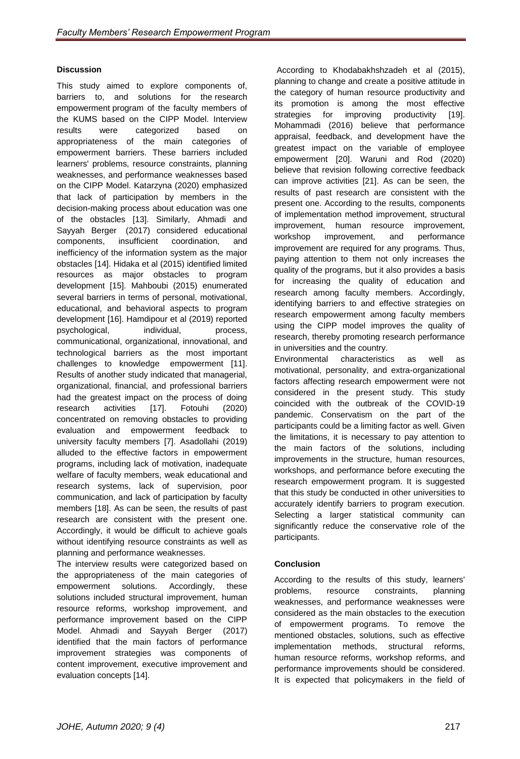## Discussion

This study aimed to explore components of, barriers to, and solutions for the research empowerment program of the faculty members of the KUMS based on the CIPP Model. Interview results were categorized based on appropriateness of the main categories of empowerment barriers. These barriers included learners' problems, resource constraints, planning weaknesses, and performance weaknesses based on the CIPP Model. Katarzyna (2020) emphasized that lack of participation by members in the decision-making process about education was one of the obstacles [13]. Similarly, Ahmadi and Sayyah Berger (2017) considered educational components, insufficient coordination, and inefficiency of the information system as the major obstacles [14]. Hidaka et al (2015) identified limited resources as major obstacles to program development [15]. Mahboubi (2015) enumerated several barriers in terms of personal, motivational, educational, and behavioral aspects to program development [16]. Hamdipour et al (2019) reported psychological, individual, process, communicational, organizational, innovational, and technological barriers as the most important challenges to knowledge empowerment [11]. Results of another study indicated that managerial, organizational, financial, and professional barriers had the greatest impact on the process of doing research activities [17]. Fotouhi (2020) concentrated on removing obstacles to providing evaluation and empowerment feedback to university faculty members [7]. Asadollahi (2019) alluded to the effective factors in empowerment programs, including lack of motivation, inadequate welfare of faculty members, weak educational and research systems, lack of supervision, poor communication, and lack of participation by faculty members [18]. As can be seen, the results of past research are consistent with the present one. Accordingly, it would be difficult to achieve goals without identifying resource constraints as well as planning and performance weaknesses.

The interview results were categorized based on the appropriateness of the main categories of empowerment solutions. Accordingly, these solutions included structural improvement, human resource reforms, workshop improvement, and performance improvement based on the CIPP Model. Ahmadi and Sayyah Berger (2017) identified that the main factors of performance improvement strategies was components of content improvement, executive improvement and evaluation concepts [14].

According to Khodabakhshzadeh et al (2015), planning to change and create a positive attitude in the category of human resource productivity and its promotion is among the most effective strategies for improving productivity [19]. Mohammadi (2016) believe that performance appraisal, feedback, and development have the greatest impact on the variable of employee empowerment [20]. Waruni and Rod (2020) believe that revision following corrective feedback can improve activities [21]. As can be seen, the results of past research are consistent with the present one. According to the results, components of implementation method improvement, structural improvement, human resource improvement, workshop improvement, and performance improvement are required for any programs. Thus, paying attention to them not only increases the quality of the programs, but it also provides a basis for increasing the quality of education and research among faculty members. Accordingly, identifying barriers to and effective strategies on research empowerment among faculty members using the CIPP model improves the quality of research, thereby promoting research performance in universities and the country.

Environmental characteristics as well as motivational, personality, and extra-organizational factors affecting research empowerment were not considered in the present study. This study coincided with the outbreak of the COVID-19 pandemic. Conservatism on the part of the participants could be a limiting factor as well. Given the limitations, it is necessary to pay attention to the main factors of the solutions, including improvements in the structure, human resources, workshops, and performance before executing the research empowerment program. It is suggested that this study be conducted in other universities to accurately identify barriers to program execution. Selecting a larger statistical community can significantly reduce the conservative role of the participants.

## Conclusion

According to the results of this study, learners' problems, resource constraints, planning weaknesses, and performance weaknesses were considered as the main obstacles to the execution of empowerment programs. To remove the mentioned obstacles, solutions, such as effective implementation methods, structural reforms, human resource reforms, workshop reforms, and performance improvements should be considered. It is expected that policymakers in the field of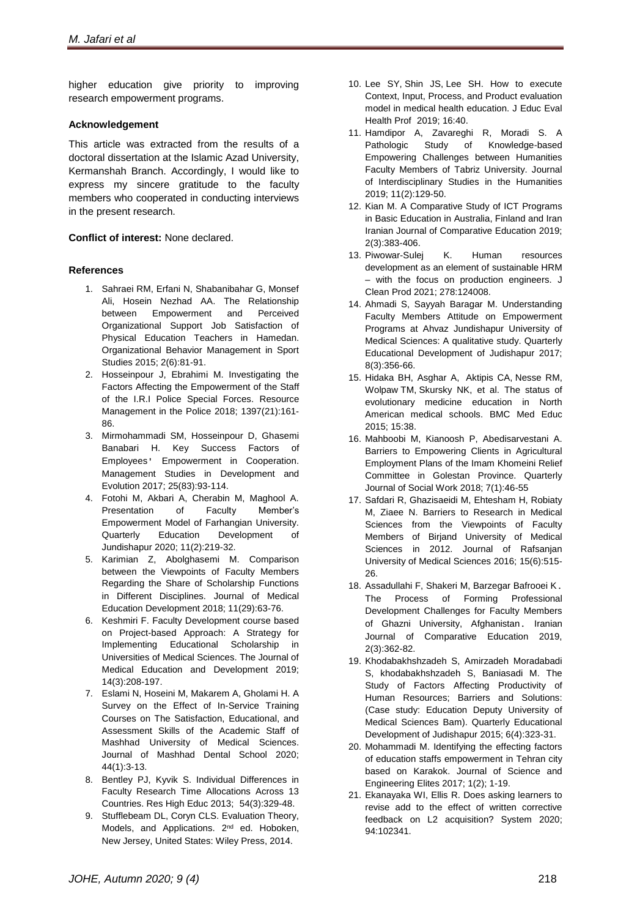higher education give priority to improving research empowerment programs.

**Acknowledgement**

This article was extracted from the results of a doctoral dissertation at the Islamic Azad University, Kermanshah Branch. Accordingly, I would like to express my sincere gratitude to the faculty members who cooperated in conducting interviews in the present research.

**Conflict of interest:** None declared.

**References**

1. Sahraei RM, Erfani N, Shabanibahar G, Monsef Ali, Hosein Nezhad AA. The Relationship between Empowerment and Perceived Organizational Support Job Satisfaction of Physical Education Teachers in Hamedan. Organizational Behavior Management in Sport Studies 2015; 2(6):81-91.
2. Hosseinpour J, Ebrahimi M. Investigating the Factors Affecting the Empowerment of the Staff of the I.R.I Police Special Forces. Resource Management in the Police 2018; 1397(21):161-86.
3. Mirmohammadi SM, Hosseinpour D, Ghasemi Banabari H. Key Success Factors of Employees' Empowerment in Cooperation. Management Studies in Development and Evolution 2017; 25(83):93-114.
4. Fotohi M, Akbari A, Cherabin M, Maghool A. Presentation of Faculty Member's Empowerment Model of Farhangian University. Quarterly Education Development of Jundishapur 2020; 11(2):219-32.
5. Karimian Z, Abolghasemi M. Comparison between the Viewpoints of Faculty Members Regarding the Share of Scholarship Functions in Different Disciplines. Journal of Medical Education Development 2018; 11(29):63-76.
6. Keshmiri F. Faculty Development course based on Project-based Approach: A Strategy for Implementing Educational Scholarship in Universities of Medical Sciences. The Journal of Medical Education and Development 2019; 14(3):208-197.
7. Eslami N, Hoseini M, Makarem A, Gholami H. A Survey on the Effect of In-Service Training Courses on The Satisfaction, Educational, and Assessment Skills of the Academic Staff of Mashhad University of Medical Sciences. Journal of Mashhad Dental School 2020; 44(1):3-13.
8. Bentley PJ, Kyvik S. Individual Differences in Faculty Research Time Allocations Across 13 Countries. Res High Educ 2013; 54(3):329-48.
9. Stufflebeam DL, Coryn CLS. Evaluation Theory, Models, and Applications. 2nd ed. Hoboken, New Jersey, United States: Wiley Press, 2014.
10. Lee SY, Shin JS, Lee SH. How to execute Context, Input, Process, and Product evaluation model in medical health education. J Educ Eval Health Prof 2019; 16:40.
11. Hamdipor A, Zavareghi R, Moradi S. A Pathologic Study of Knowledge-based Empowering Challenges between Humanities Faculty Members of Tabriz University. Journal of Interdisciplinary Studies in the Humanities 2019; 11(2):129-50.
12. Kian M. A Comparative Study of ICT Programs in Basic Education in Australia, Finland and Iran Iranian Journal of Comparative Education 2019; 2(3):383-406.
13. Piwowar-Sulej K. Human resources development as an element of sustainable HRM – with the focus on production engineers. J Clean Prod 2021; 278:124008.
14. Ahmadi S, Sayyah Baragar M. Understanding Faculty Members Attitude on Empowerment Programs at Ahvaz Jundishapur University of Medical Sciences: A qualitative study. Quarterly Educational Development of Judishapur 2017; 8(3):356-66.
15. Hidaka BH, Asghar A, Aktipis CA, Nesse RM, Wolpaw TM, Skursky NK, et al. The status of evolutionary medicine education in North American medical schools. BMC Med Educ 2015; 15:38.
16. Mahboobi M, Kianoosh P, Abedisarvestani A. Barriers to Empowering Clients in Agricultural Employment Plans of the Imam Khomeini Relief Committee in Golestan Province. Quarterly Journal of Social Work 2018; 7(1):46-55
17. Safdari R, Ghazisaeidi M, Ehtesham H, Robiaty M, Ziaee N. Barriers to Research in Medical Sciences from the Viewpoints of Faculty Members of Birjand University of Medical Sciences in 2012. Journal of Rafsanjan University of Medical Sciences 2016; 15(6):515-26.
18. Assadullahi F, Shakeri M, Barzegar Bafrooei K. The Process of Forming Professional Development Challenges for Faculty Members of Ghazni University, Afghanistan. Iranian Journal of Comparative Education 2019, 2(3):362-82.
19. Khodabakhshzadeh S, Amirzadeh Moradabadi S, khodabakhshzadeh S, Baniasadi M. The Study of Factors Affecting Productivity of Human Resources; Barriers and Solutions: (Case study: Education Deputy University of Medical Sciences Bam). Quarterly Educational Development of Judishapur 2015; 6(4):323-31.
20. Mohammadi M. Identifying the effecting factors of education staffs empowerment in Tehran city based on Karakok. Journal of Science and Engineering Elites 2017; 1(2); 1-19.
21. Ekanayaka WI, Ellis R. Does asking learners to revise add to the effect of written corrective feedback on L2 acquisition? System 2020; 94:102341.